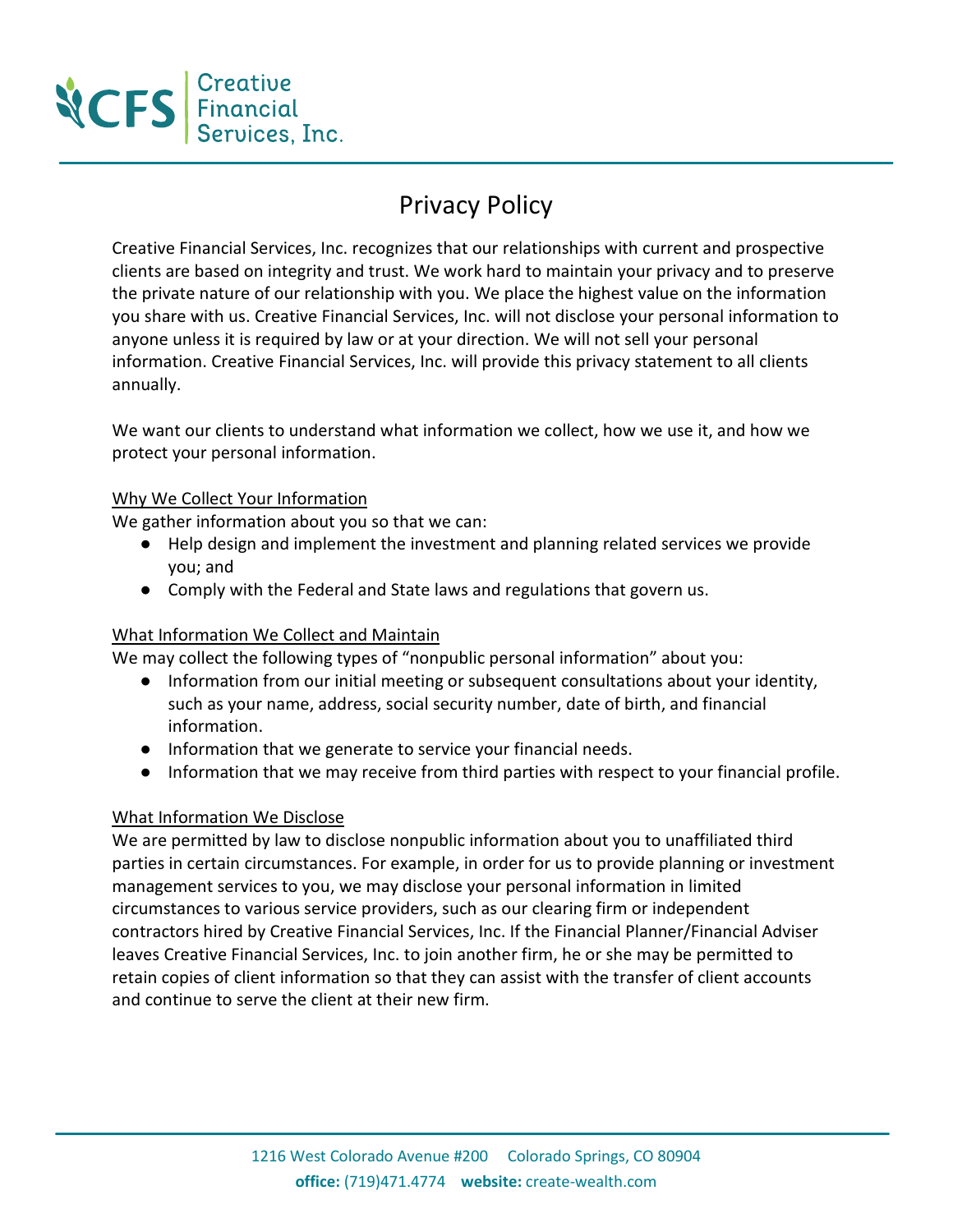# Privacy Policy

Creative Financial Services, Inc. recognizes that our relationships with current and prospective clients are based on integrity and trust. We work hard to maintain your privacy and to preserve the private nature of our relationship with you. We place the highest value on the information you share with us. Creative Financial Services, Inc. will not disclose your personal information to anyone unless it is required by law or at your direction. We will not sell your personal information. Creative Financial Services, Inc. will provide this privacy statement to all clients annually.

We want our clients to understand what information we collect, how we use it, and how we protect your personal information.

## Why We Collect Your Information

We gather information about you so that we can:

- Help design and implement the investment and planning related services we provide you; and
- Comply with the Federal and State laws and regulations that govern us.

## What Information We Collect and Maintain

We may collect the following types of "nonpublic personal information" about you:

- Information from our initial meeting or subsequent consultations about your identity, such as your name, address, social security number, date of birth, and financial information.
- Information that we generate to service your financial needs.
- Information that we may receive from third parties with respect to your financial profile.

## What Information We Disclose

We are permitted by law to disclose nonpublic information about you to unaffiliated third parties in certain circumstances. For example, in order for us to provide planning or investment management services to you, we may disclose your personal information in limited circumstances to various service providers, such as our clearing firm or independent contractors hired by Creative Financial Services, Inc. If the Financial Planner/Financial Adviser leaves Creative Financial Services, Inc. to join another firm, he or she may be permitted to retain copies of client information so that they can assist with the transfer of client accounts and continue to serve the client at their new firm.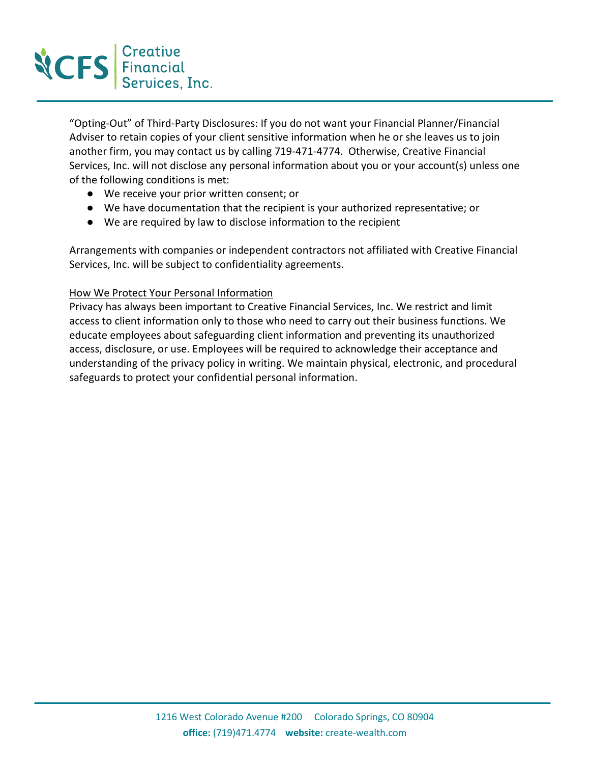"Opting-Out" of Third-Party Disclosures: If you do not want your Financial Planner/Financial Adviser to retain copies of your client sensitive information when he or she leaves us to join another firm, you may contact us by calling 719-471-4774. Otherwise, Creative Financial Services, Inc. will not disclose any personal information about you or your account(s) unless one of the following conditions is met:

- We receive your prior written consent; or
- We have documentation that the recipient is your authorized representative; or
- We are required by law to disclose information to the recipient

Arrangements with companies or independent contractors not affiliated with Creative Financial Services, Inc. will be subject to confidentiality agreements.

How We Protect Your Personal Information

Privacy has always been important to Creative Financial Services, Inc. We restrict and limit access to client information only to those who need to carry out their business functions. We educate employees about safeguarding client information and preventing its unauthorized access, disclosure, or use. Employees will be required to acknowledge their acceptance and understanding of the privacy policy in writing. We maintain physical, electronic, and procedural safeguards to protect your confidential personal information.